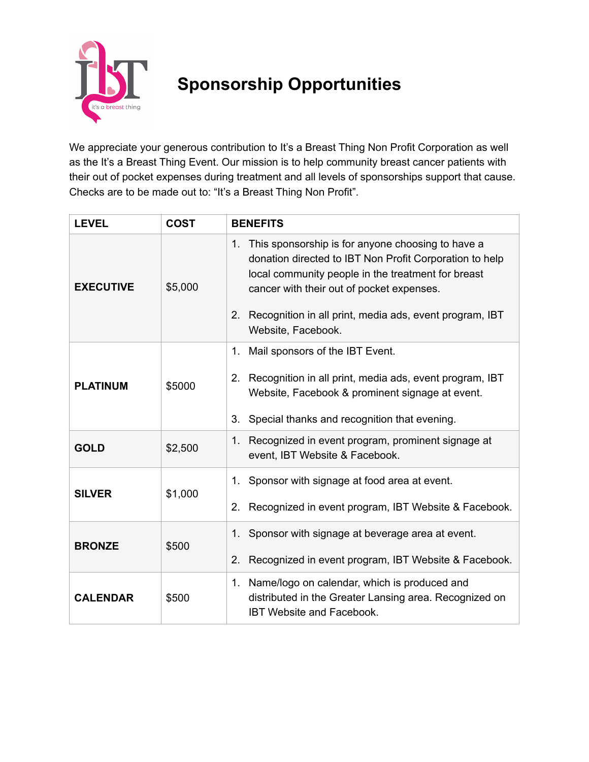# Sponsorship Opportunities

We appreciate your generous contribution to It's a Breast Thing Non Profit Corporation as well as the It's a Breast Thing Event. Our mission is to help community breast cancer patients with their out of pocket expenses during treatment and all levels of sponsorships support that cause. Checks are to be made out to: "It's a Breast Thing Non Profit".

| LEVEL | COST | BENEFITS |
|---|---|---|
| **EXECUTIVE** | $5,000 | 1. This sponsorship is for anyone choosing to have a donation directed to IBT Non Profit Corporation to help local community people in the treatment for breast cancer with their out of pocket expenses.<br>2. Recognition in all print, media ads, event program, IBT Website, Facebook. |
| **PLATINUM** | $5000 | 1. Mail sponsors of the IBT Event.<br>2. Recognition in all print, media ads, event program, IBT Website, Facebook & prominent signage at event.<br>3. Special thanks and recognition that evening. |
| **GOLD** | $2,500 | 1. Recognized in event program, prominent signage at event, IBT Website & Facebook. |
| **SILVER** | $1,000 | 1. Sponsor with signage at food area at event.<br>2. Recognized in event program, IBT Website & Facebook. |
| **BRONZE** | $500 | 1. Sponsor with signage at beverage area at event.<br>2. Recognized in event program, IBT Website & Facebook. |
| **CALENDAR** | $500 | 1. Name/logo on calendar, which is produced and distributed in the Greater Lansing area. Recognized on IBT Website and Facebook. |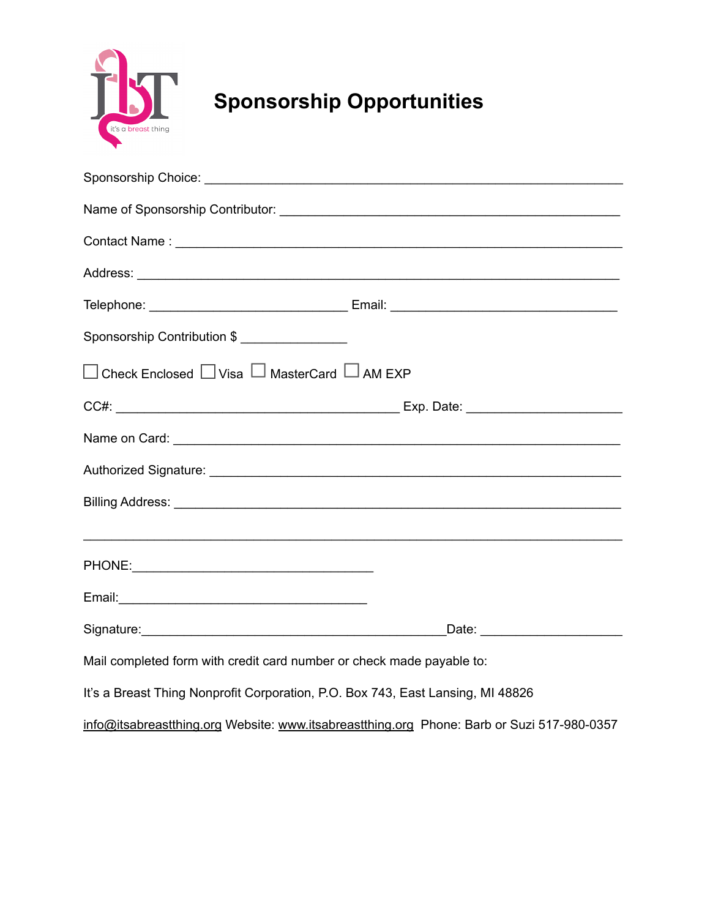# Sponsorship Opportunities

Sponsorship Choice: ___________________________________________________________

Name of Sponsorship Contributor: _________________________________________________

Contact Name : _________________________________________________________________

Address: _______________________________________________________________________

Telephone: ____________________________ Email: ________________________________

Sponsorship Contribution $ _______________

☐ Check Enclosed ☐ Visa ☐ MasterCard ☐ AM EXP

CC#: ________________________________________ Exp. Date: ______________________

Name on Card: __________________________________________________________________

Authorized Signature: ___________________________________________________________

Billing Address: ________________________________________________________________

________________________________________________________________________________

PHONE:__________________________________

Email:___________________________________

Signature:____________________________________________Date: ____________________

Mail completed form with credit card number or check made payable to:

It's a Breast Thing Nonprofit Corporation, P.O. Box 743, East Lansing, MI 48826

info@itsabreastthing.org Website: www.itsabreastthing.org Phone: Barb or Suzi 517-980-0357